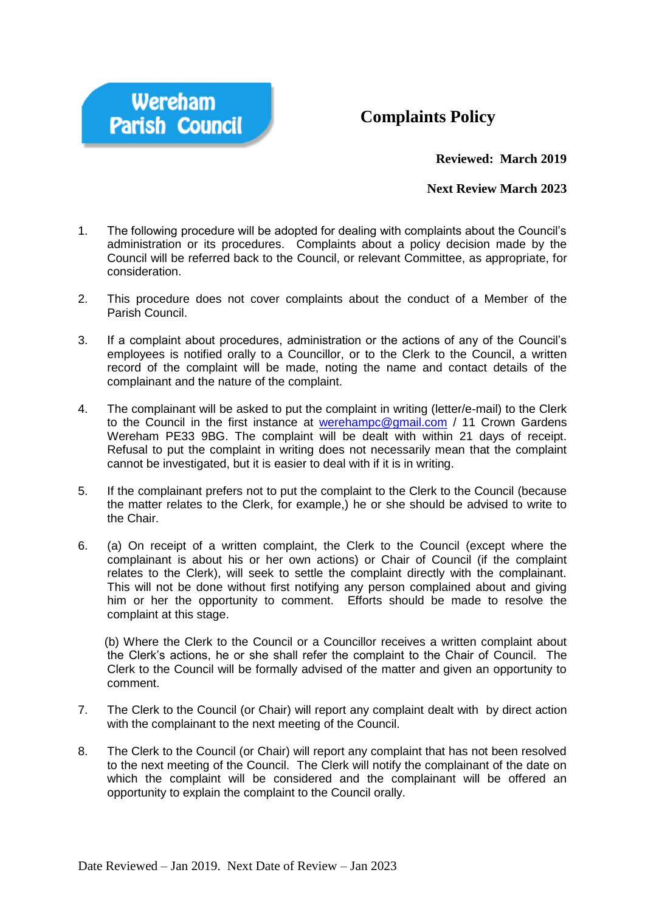Wereham Parish Council

# Complaints Policy

**Reviewed: March 2019**

**Next Review March 2023**

1. The following procedure will be adopted for dealing with complaints about the Council's administration or its procedures. Complaints about a policy decision made by the Council will be referred back to the Council, or relevant Committee, as appropriate, for consideration.

2. This procedure does not cover complaints about the conduct of a Member of the Parish Council.

3. If a complaint about procedures, administration or the actions of any of the Council's employees is notified orally to a Councillor, or to the Clerk to the Council, a written record of the complaint will be made, noting the name and contact details of the complainant and the nature of the complaint.

4. The complainant will be asked to put the complaint in writing (letter/e-mail) to the Clerk to the Council in the first instance at werehampc@gmail.com / 11 Crown Gardens Wereham PE33 9BG. The complaint will be dealt with within 21 days of receipt. Refusal to put the complaint in writing does not necessarily mean that the complaint cannot be investigated, but it is easier to deal with if it is in writing.

5. If the complainant prefers not to put the complaint to the Clerk to the Council (because the matter relates to the Clerk, for example,) he or she should be advised to write to the Chair.

6. (a) On receipt of a written complaint, the Clerk to the Council (except where the complainant is about his or her own actions) or Chair of Council (if the complaint relates to the Clerk), will seek to settle the complaint directly with the complainant. This will not be done without first notifying any person complained about and giving him or her the opportunity to comment. Efforts should be made to resolve the complaint at this stage.

   (b) Where the Clerk to the Council or a Councillor receives a written complaint about the Clerk's actions, he or she shall refer the complaint to the Chair of Council. The Clerk to the Council will be formally advised of the matter and given an opportunity to comment.

7. The Clerk to the Council (or Chair) will report any complaint dealt with by direct action with the complainant to the next meeting of the Council.

8. The Clerk to the Council (or Chair) will report any complaint that has not been resolved to the next meeting of the Council. The Clerk will notify the complainant of the date on which the complaint will be considered and the complainant will be offered an opportunity to explain the complaint to the Council orally.

Date Reviewed – Jan 2019. Next Date of Review – Jan 2023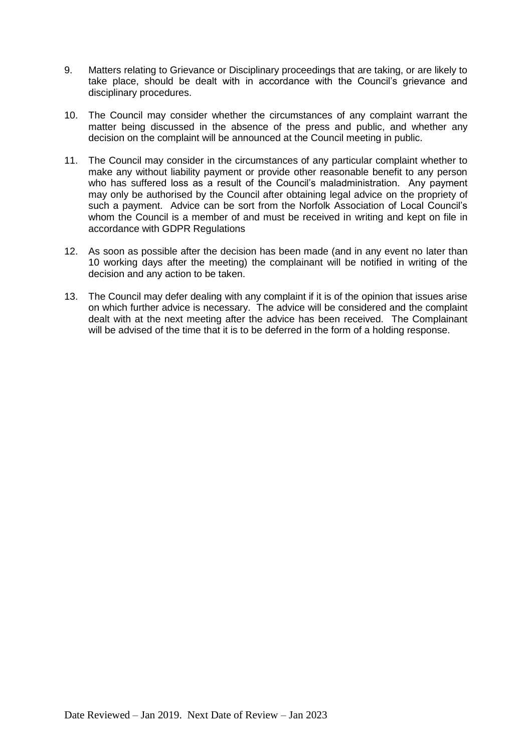9. Matters relating to Grievance or Disciplinary proceedings that are taking, or are likely to take place, should be dealt with in accordance with the Council's grievance and disciplinary procedures.

10. The Council may consider whether the circumstances of any complaint warrant the matter being discussed in the absence of the press and public, and whether any decision on the complaint will be announced at the Council meeting in public.

11. The Council may consider in the circumstances of any particular complaint whether to make any without liability payment or provide other reasonable benefit to any person who has suffered loss as a result of the Council's maladministration. Any payment may only be authorised by the Council after obtaining legal advice on the propriety of such a payment. Advice can be sort from the Norfolk Association of Local Council's whom the Council is a member of and must be received in writing and kept on file in accordance with GDPR Regulations

12. As soon as possible after the decision has been made (and in any event no later than 10 working days after the meeting) the complainant will be notified in writing of the decision and any action to be taken.

13. The Council may defer dealing with any complaint if it is of the opinion that issues arise on which further advice is necessary. The advice will be considered and the complaint dealt with at the next meeting after the advice has been received. The Complainant will be advised of the time that it is to be deferred in the form of a holding response.

Date Reviewed – Jan 2019. Next Date of Review – Jan 2023